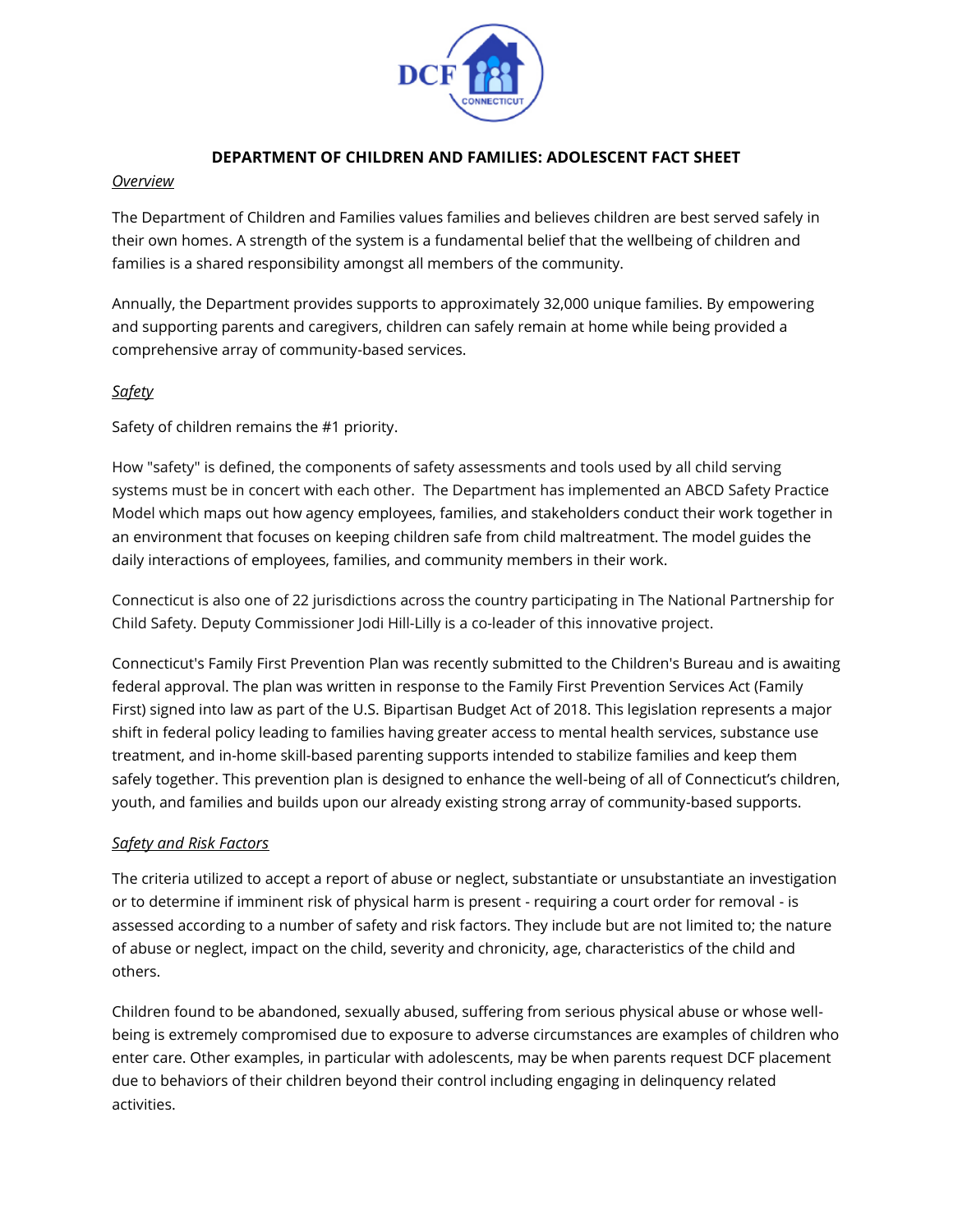# DEPARTMENT OF CHILDREN AND FAMILIES: ADOLESCENT FACT SHEET

*Overview*

The Department of Children and Families values families and believes children are best served safely in their own homes. A strength of the system is a fundamental belief that the wellbeing of children and families is a shared responsibility amongst all members of the community.

Annually, the Department provides supports to approximately 32,000 unique families. By empowering and supporting parents and caregivers, children can safely remain at home while being provided a comprehensive array of community-based services.

*Safety*

Safety of children remains the #1 priority.

How "safety" is defined, the components of safety assessments and tools used by all child serving systems must be in concert with each other. The Department has implemented an ABCD Safety Practice Model which maps out how agency employees, families, and stakeholders conduct their work together in an environment that focuses on keeping children safe from child maltreatment. The model guides the daily interactions of employees, families, and community members in their work.

Connecticut is also one of 22 jurisdictions across the country participating in The National Partnership for Child Safety. Deputy Commissioner Jodi Hill-Lilly is a co-leader of this innovative project.

Connecticut's Family First Prevention Plan was recently submitted to the Children's Bureau and is awaiting federal approval. The plan was written in response to the Family First Prevention Services Act (Family First) signed into law as part of the U.S. Bipartisan Budget Act of 2018. This legislation represents a major shift in federal policy leading to families having greater access to mental health services, substance use treatment, and in-home skill-based parenting supports intended to stabilize families and keep them safely together. This prevention plan is designed to enhance the well-being of all of Connecticut's children, youth, and families and builds upon our already existing strong array of community-based supports.

*Safety and Risk Factors*

The criteria utilized to accept a report of abuse or neglect, substantiate or unsubstantiate an investigation or to determine if imminent risk of physical harm is present - requiring a court order for removal - is assessed according to a number of safety and risk factors. They include but are not limited to; the nature of abuse or neglect, impact on the child, severity and chronicity, age, characteristics of the child and others.

Children found to be abandoned, sexually abused, suffering from serious physical abuse or whose well-being is extremely compromised due to exposure to adverse circumstances are examples of children who enter care. Other examples, in particular with adolescents, may be when parents request DCF placement due to behaviors of their children beyond their control including engaging in delinquency related activities.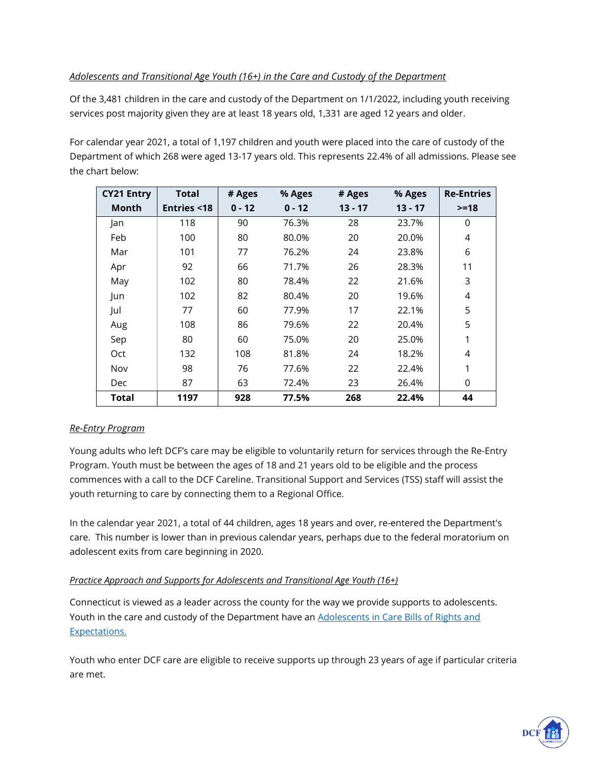*Adolescents and Transitional Age Youth (16+) in the Care and Custody of the Department*

Of the 3,481 children in the care and custody of the Department on 1/1/2022, including youth receiving services post majority given they are at least 18 years old, 1,331 are aged 12 years and older.

For calendar year 2021, a total of 1,197 children and youth were placed into the care of custody of the Department of which 268 were aged 13-17 years old. This represents 22.4% of all admissions. Please see the chart below:

| CY21 Entry Month | Total Entries <18 | # Ages 0 - 12 | % Ages 0 - 12 | # Ages 13 - 17 | % Ages 13 - 17 | Re-Entries >=18 |
|---|---|---|---|---|---|---|
| Jan | 118 | 90 | 76.3% | 28 | 23.7% | 0 |
| Feb | 100 | 80 | 80.0% | 20 | 20.0% | 4 |
| Mar | 101 | 77 | 76.2% | 24 | 23.8% | 6 |
| Apr | 92 | 66 | 71.7% | 26 | 28.3% | 11 |
| May | 102 | 80 | 78.4% | 22 | 21.6% | 3 |
| Jun | 102 | 82 | 80.4% | 20 | 19.6% | 4 |
| Jul | 77 | 60 | 77.9% | 17 | 22.1% | 5 |
| Aug | 108 | 86 | 79.6% | 22 | 20.4% | 5 |
| Sep | 80 | 60 | 75.0% | 20 | 25.0% | 1 |
| Oct | 132 | 108 | 81.8% | 24 | 18.2% | 4 |
| Nov | 98 | 76 | 77.6% | 22 | 22.4% | 1 |
| Dec | 87 | 63 | 72.4% | 23 | 26.4% | 0 |
| **Total** | **1197** | **928** | **77.5%** | **268** | **22.4%** | **44** |

*Re-Entry Program*

Young adults who left DCF's care may be eligible to voluntarily return for services through the Re-Entry Program. Youth must be between the ages of 18 and 21 years old to be eligible and the process commences with a call to the DCF Careline. Transitional Support and Services (TSS) staff will assist the youth returning to care by connecting them to a Regional Office.

In the calendar year 2021, a total of 44 children, ages 18 years and over, re-entered the Department's care. This number is lower than in previous calendar years, perhaps due to the federal moratorium on adolescent exits from care beginning in 2020.

*Practice Approach and Supports for Adolescents and Transitional Age Youth (16+)*

Connecticut is viewed as a leader across the county for the way we provide supports to adolescents. Youth in the care and custody of the Department have an Adolescents in Care Bills of Rights and Expectations.

Youth who enter DCF care are eligible to receive supports up through 23 years of age if particular criteria are met.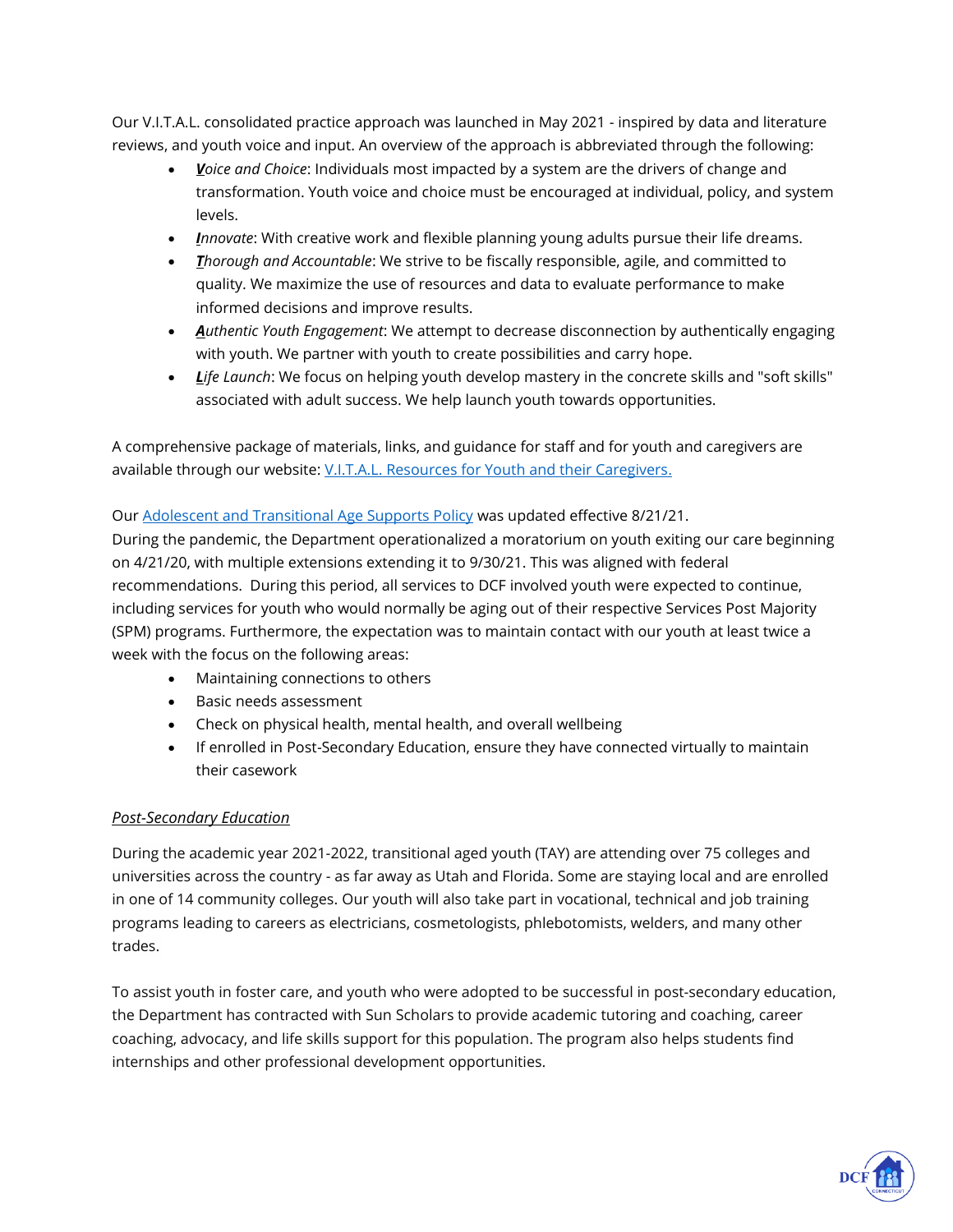Our V.I.T.A.L. consolidated practice approach was launched in May 2021 - inspired by data and literature reviews, and youth voice and input. An overview of the approach is abbreviated through the following:

- ***V**oice and Choice*: Individuals most impacted by a system are the drivers of change and transformation. Youth voice and choice must be encouraged at individual, policy, and system levels.
- ***I**nnovate*: With creative work and flexible planning young adults pursue their life dreams.
- ***T**horough and Accountable*: We strive to be fiscally responsible, agile, and committed to quality. We maximize the use of resources and data to evaluate performance to make informed decisions and improve results.
- ***A**uthentic Youth Engagement*: We attempt to decrease disconnection by authentically engaging with youth. We partner with youth to create possibilities and carry hope.
- ***L**ife Launch*: We focus on helping youth develop mastery in the concrete skills and "soft skills" associated with adult success. We help launch youth towards opportunities.

A comprehensive package of materials, links, and guidance for staff and for youth and caregivers are available through our website: V.I.T.A.L. Resources for Youth and their Caregivers.

Our Adolescent and Transitional Age Supports Policy was updated effective 8/21/21.
During the pandemic, the Department operationalized a moratorium on youth exiting our care beginning on 4/21/20, with multiple extensions extending it to 9/30/21. This was aligned with federal recommendations. During this period, all services to DCF involved youth were expected to continue, including services for youth who would normally be aging out of their respective Services Post Majority (SPM) programs. Furthermore, the expectation was to maintain contact with our youth at least twice a week with the focus on the following areas:

- Maintaining connections to others
- Basic needs assessment
- Check on physical health, mental health, and overall wellbeing
- If enrolled in Post-Secondary Education, ensure they have connected virtually to maintain their casework

*Post-Secondary Education*

During the academic year 2021-2022, transitional aged youth (TAY) are attending over 75 colleges and universities across the country - as far away as Utah and Florida. Some are staying local and are enrolled in one of 14 community colleges. Our youth will also take part in vocational, technical and job training programs leading to careers as electricians, cosmetologists, phlebotomists, welders, and many other trades.

To assist youth in foster care, and youth who were adopted to be successful in post-secondary education, the Department has contracted with Sun Scholars to provide academic tutoring and coaching, career coaching, advocacy, and life skills support for this population. The program also helps students find internships and other professional development opportunities.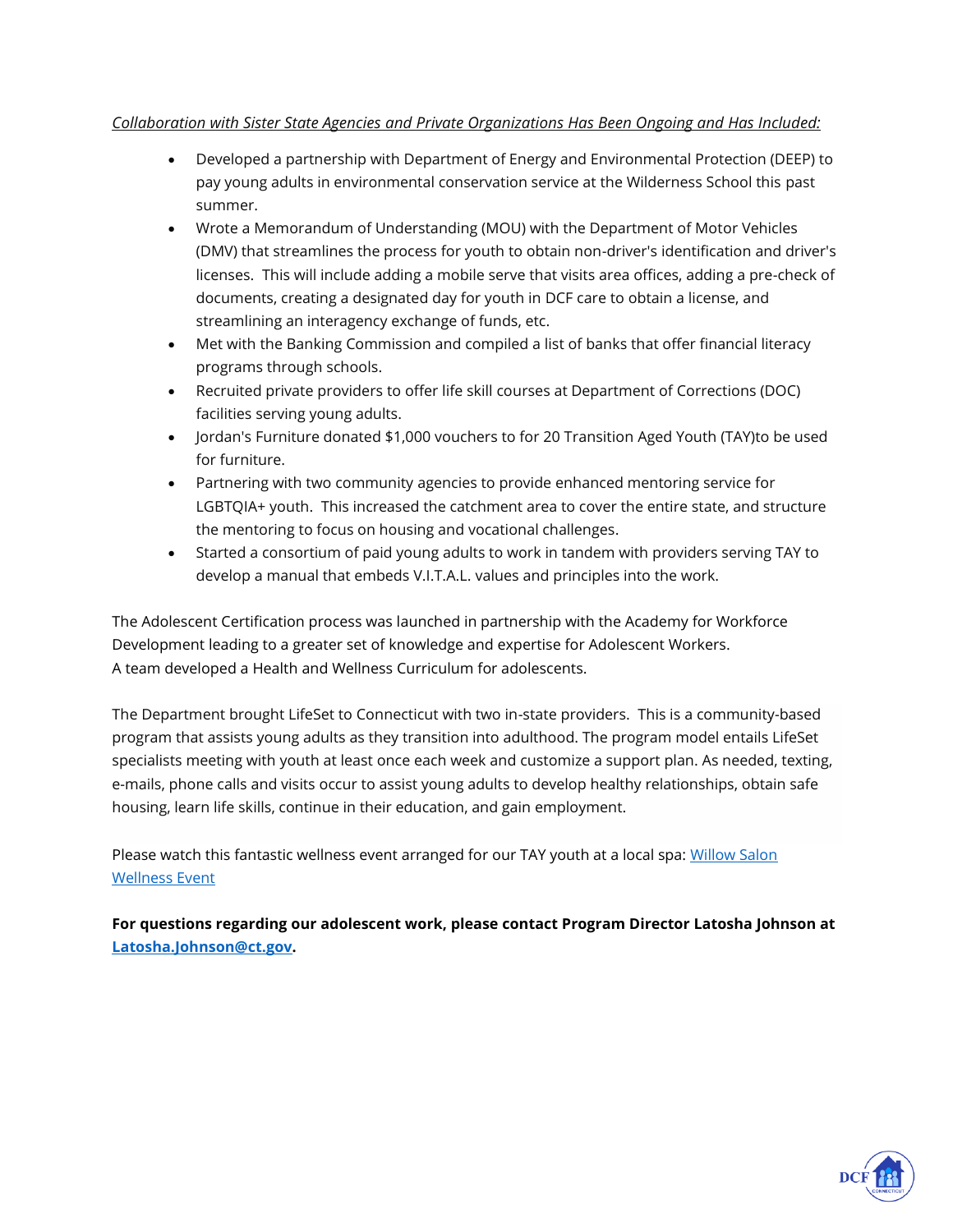*Collaboration with Sister State Agencies and Private Organizations Has Been Ongoing and Has Included:*

- Developed a partnership with Department of Energy and Environmental Protection (DEEP) to pay young adults in environmental conservation service at the Wilderness School this past summer.
- Wrote a Memorandum of Understanding (MOU) with the Department of Motor Vehicles (DMV) that streamlines the process for youth to obtain non-driver's identification and driver's licenses. This will include adding a mobile serve that visits area offices, adding a pre-check of documents, creating a designated day for youth in DCF care to obtain a license, and streamlining an interagency exchange of funds, etc.
- Met with the Banking Commission and compiled a list of banks that offer financial literacy programs through schools.
- Recruited private providers to offer life skill courses at Department of Corrections (DOC) facilities serving young adults.
- Jordan's Furniture donated $1,000 vouchers to for 20 Transition Aged Youth (TAY)to be used for furniture.
- Partnering with two community agencies to provide enhanced mentoring service for LGBTQIA+ youth. This increased the catchment area to cover the entire state, and structure the mentoring to focus on housing and vocational challenges.
- Started a consortium of paid young adults to work in tandem with providers serving TAY to develop a manual that embeds V.I.T.A.L. values and principles into the work.

The Adolescent Certification process was launched in partnership with the Academy for Workforce Development leading to a greater set of knowledge and expertise for Adolescent Workers.
A team developed a Health and Wellness Curriculum for adolescents.

The Department brought LifeSet to Connecticut with two in-state providers. This is a community-based program that assists young adults as they transition into adulthood. The program model entails LifeSet specialists meeting with youth at least once each week and customize a support plan. As needed, texting, e-mails, phone calls and visits occur to assist young adults to develop healthy relationships, obtain safe housing, learn life skills, continue in their education, and gain employment.

Please watch this fantastic wellness event arranged for our TAY youth at a local spa: Willow Salon Wellness Event

**For questions regarding our adolescent work, please contact Program Director Latosha Johnson at Latosha.Johnson@ct.gov.**